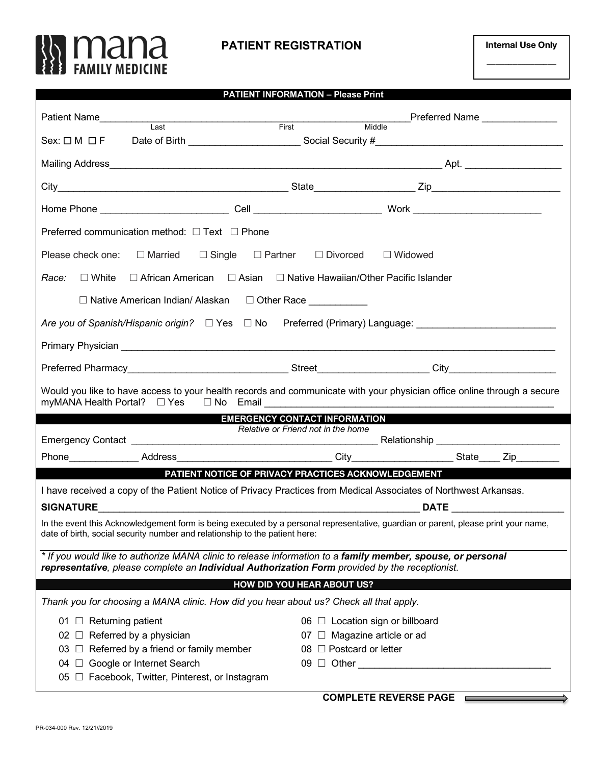**mana**
**FAMILY MEDICINE**

# PATIENT REGISTRATION

**Internal Use Only**

_______________

## PATIENT INFORMATION – Please Print

Patient Name_______________________________________________________________ Preferred Name ______________
Last First Middle

Sex: ☐ M ☐ F Date of Birth ____________________ Social Security #___________________________________

Mailing Address_______________________________________________________________ Apt. _________________

City__________________________________________ State__________________ Zip________________________

Home Phone _______________________ Cell _______________________ Work _______________________

Preferred communication method: ☐ Text ☐ Phone

Please check one: ☐ Married ☐ Single ☐ Partner ☐ Divorced ☐ Widowed

*Race:* ☐ White ☐ African American ☐ Asian ☐ Native Hawaiian/Other Pacific Islander

☐ Native American Indian/ Alaskan ☐ Other Race ___________

*Are you of Spanish/Hispanic origin?* ☐ Yes ☐ No Preferred (Primary) Language: _________________________

Primary Physician _______________________________________________________________________________

Preferred Pharmacy_____________________________ Street____________________ City____________________

Would you like to have access to your health records and communicate with your physician office online through a secure myMANA Health Portal? ☐ Yes ☐ No Email ____________________________________________________

## EMERGENCY CONTACT INFORMATION

*Relative or Friend not in the home*

Emergency Contact ______________________________________________ Relationship _______________________

Phone_____________ Address_____________________________ City__________________ State____ Zip________

## PATIENT NOTICE OF PRIVACY PRACTICES ACKNOWLEDGEMENT

I have received a copy of the Patient Notice of Privacy Practices from Medical Associates of Northwest Arkansas.

**SIGNATURE**_____________________________________________________________ **DATE** ____________________

In the event this Acknowledgement form is being executed by a personal representative, guardian or parent, please print your name, date of birth, social security number and relationship to the patient here:

_______________________________________________________________________________________________

*\* If you would like to authorize MANA clinic to release information to a **family member, spouse, or personal representative**, please complete an **Individual Authorization Form** provided by the receptionist.*

## HOW DID YOU HEAR ABOUT US?

*Thank you for choosing a MANA clinic. How did you hear about us? Check all that apply.*

01 ☐ Returning patient
02 ☐ Referred by a physician
03 ☐ Referred by a friend or family member
04 ☐ Google or Internet Search
05 ☐ Facebook, Twitter, Pinterest, or Instagram
06 ☐ Location sign or billboard
07 ☐ Magazine article or ad
08 ☐ Postcard or letter
09 ☐ Other ___________________________________

**COMPLETE REVERSE PAGE** ⟶

PR-034-000 Rev. 12/21//2019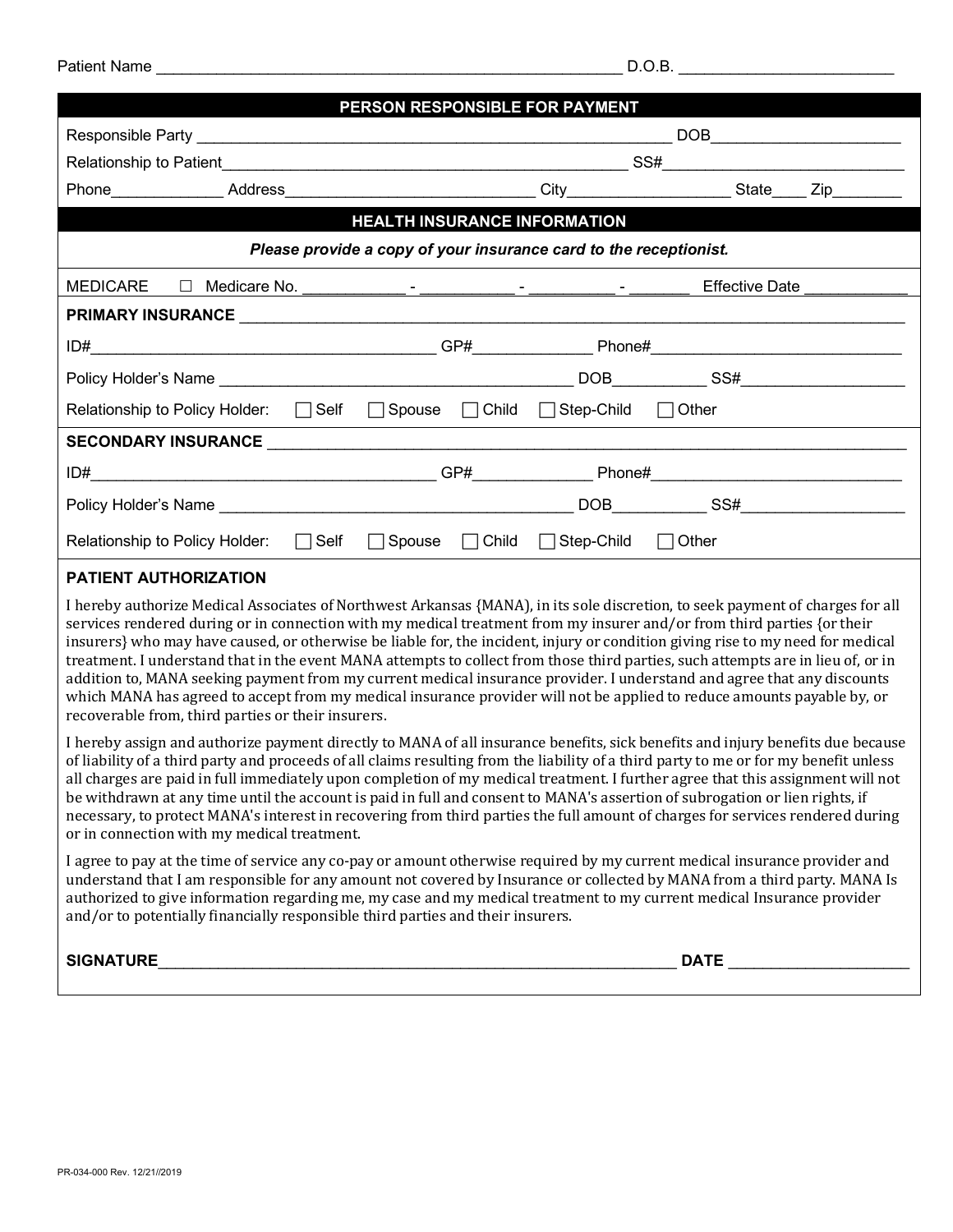Patient Name _______________________________________________ D.O.B. ______________________

## PERSON RESPONSIBLE FOR PAYMENT

Responsible Party ___________________________________________________ DOB_____________________

Relationship to Patient____________________________________________ SS#__________________________

Phone____________ Address__________________________ City_________________ State____ Zip________

## HEALTH INSURANCE INFORMATION

***Please provide a copy of your insurance card to the receptionist.***

MEDICARE ☐ Medicare No. ___________ - __________ - _________ - _______ Effective Date ___________

**PRIMARY INSURANCE** ________________________________________________________________________

ID#_____________________________________ GP#_____________ Phone#___________________________

Policy Holder's Name _______________________________________ DOB__________ SS#__________________

Relationship to Policy Holder: ☐ Self ☐ Spouse ☐ Child ☐ Step-Child ☐ Other

**SECONDARY INSURANCE** ______________________________________________________________________

ID#_____________________________________ GP#_____________ Phone#___________________________

Policy Holder's Name _______________________________________ DOB__________ SS#__________________

Relationship to Policy Holder: ☐ Self ☐ Spouse ☐ Child ☐ Step-Child ☐ Other

### PATIENT AUTHORIZATION

I hereby authorize Medical Associates of Northwest Arkansas {MANA}, in its sole discretion, to seek payment of charges for all services rendered during or in connection with my medical treatment from my insurer and/or from third parties {or their insurers} who may have caused, or otherwise be liable for, the incident, injury or condition giving rise to my need for medical treatment. I understand that in the event MANA attempts to collect from those third parties, such attempts are in lieu of, or in addition to, MANA seeking payment from my current medical insurance provider. I understand and agree that any discounts which MANA has agreed to accept from my medical insurance provider will not be applied to reduce amounts payable by, or recoverable from, third parties or their insurers.

I hereby assign and authorize payment directly to MANA of all insurance benefits, sick benefits and injury benefits due because of liability of a third party and proceeds of all claims resulting from the liability of a third party to me or for my benefit unless all charges are paid in full immediately upon completion of my medical treatment. I further agree that this assignment will not be withdrawn at any time until the account is paid in full and consent to MANA's assertion of subrogation or lien rights, if necessary, to protect MANA's interest in recovering from third parties the full amount of charges for services rendered during or in connection with my medical treatment.

I agree to pay at the time of service any co-pay or amount otherwise required by my current medical insurance provider and understand that I am responsible for any amount not covered by Insurance or collected by MANA from a third party. MANA Is authorized to give information regarding me, my case and my medical treatment to my current medical Insurance provider and/or to potentially financially responsible third parties and their insurers.

**SIGNATURE**______________________________________________________________ **DATE** ____________________

PR-034-000 Rev. 12/21//2019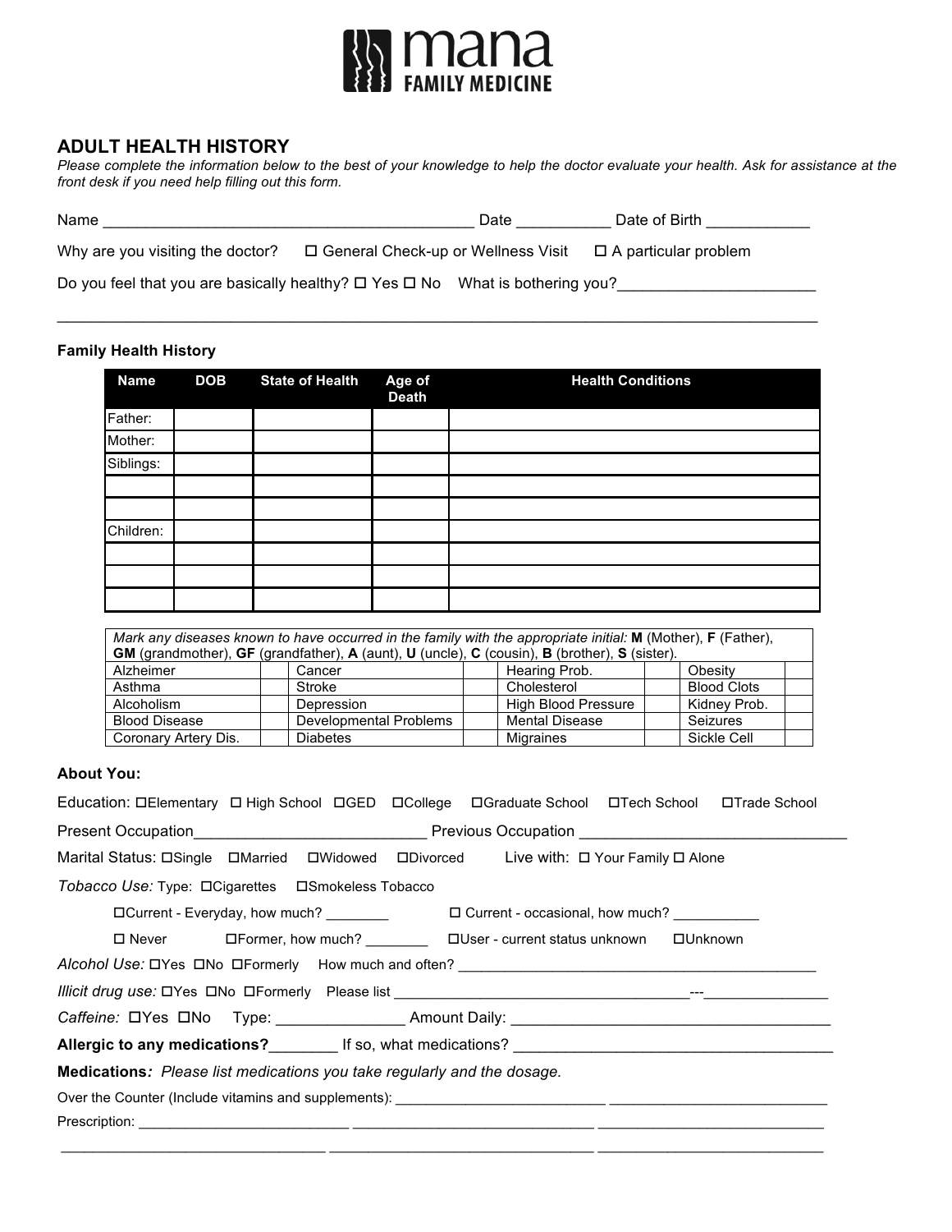mana
FAMILY MEDICINE

## ADULT HEALTH HISTORY

*Please complete the information below to the best of your knowledge to help the doctor evaluate your health. Ask for assistance at the front desk if you need help filling out this form.*

Name ___________________________________________ Date __________ Date of Birth ___________

Why are you visiting the doctor? ☐ General Check-up or Wellness Visit ☐ A particular problem

Do you feel that you are basically healthy? ☐ Yes ☐ No What is bothering you?______________________

_____________________________________________________________________________________

### Family Health History

| Name | DOB | State of Health | Age of Death | Health Conditions |
|---|---|---|---|---|
| Father: | | | | |
| Mother: | | | | |
| Siblings: | | | | |
| | | | | |
| | | | | |
| Children: | | | | |
| | | | | |
| | | | | |
| | | | | |

*Mark any diseases known to have occurred in the family with the appropriate initial:* **M** (Mother), **F** (Father), **GM** (grandmother), **GF** (grandfather), **A** (aunt), **U** (uncle), **C** (cousin), **B** (brother), **S** (sister).

| | | | | | | | |
|---|---|---|---|---|---|---|---|
| Alzheimer | | Cancer | | Hearing Prob. | | Obesity | |
| Asthma | | Stroke | | Cholesterol | | Blood Clots | |
| Alcoholism | | Depression | | High Blood Pressure | | Kidney Prob. | |
| Blood Disease | | Developmental Problems | | Mental Disease | | Seizures | |
| Coronary Artery Dis. | | Diabetes | | Migraines | | Sickle Cell | |

### About You:

Education: ☐Elementary ☐ High School ☐GED ☐College ☐Graduate School ☐Tech School ☐Trade School

Present Occupation___________________________ Previous Occupation ______________________________

Marital Status: ☐Single ☐Married ☐Widowed ☐Divorced Live with: ☐ Your Family ☐ Alone

*Tobacco Use:* Type: ☐Cigarettes ☐Smokeless Tobacco

☐Current - Everyday, how much? ________ ☐ Current - occasional, how much? __________

☐ Never ☐Former, how much? ________ ☐User - current status unknown ☐Unknown

*Alcohol Use:* ☐Yes ☐No ☐Formerly How much and often? ___________________________________________

*Illicit drug use:* ☐Yes ☐No ☐Formerly Please list ____________________________________---_______________

*Caffeine:* ☐Yes ☐No Type: _______________ Amount Daily: ______________________________________

**Allergic to any medications?**________ If so, what medications? ______________________________________

**Medications***: Please list medications you take regularly and the dosage.*

Over the Counter (Include vitamins and supplements): ___________________________ ___________________________

Prescription: ___________________________ ______________________________ ___________________________

_______________________________ ______________________________ ___________________________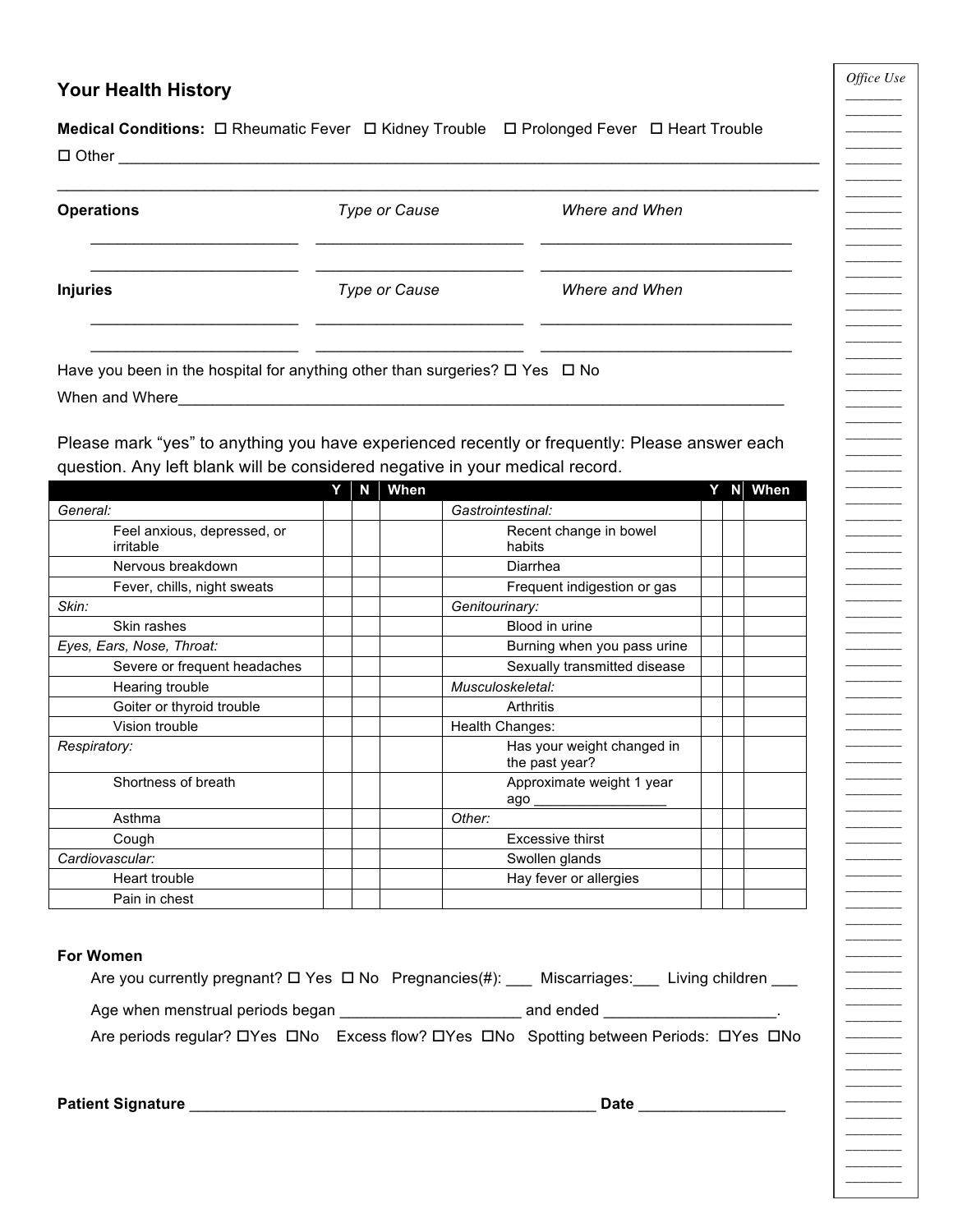## Your Health History

**Medical Conditions:** ☐ Rheumatic Fever ☐ Kidney Trouble ☐ Prolonged Fever ☐ Heart Trouble

☐ Other ______________________________________________________________________________

______________________________________________________________________________________

| **Operations** | *Type or Cause* | *Where and When* |
|---|---|---|
| ____________________ | ____________________ | ________________________ |
| ____________________ | ____________________ | ________________________ |

| **Injuries** | *Type or Cause* | *Where and When* |
|---|---|---|
| ____________________ | ____________________ | ________________________ |
| ____________________ | ____________________ | ________________________ |

Have you been in the hospital for anything other than surgeries? ☐ Yes ☐ No

When and Where_______________________________________________________________________

Please mark "yes" to anything you have experienced recently or frequently: Please answer each question. Any left blank will be considered negative in your medical record.

| | Y | N | When | | Y | N | When |
|---|---|---|---|---|---|---|---|
| *General:* | | | | *Gastrointestinal:* | | | |
| Feel anxious, depressed, or irritable | | | | Recent change in bowel habits | | | |
| Nervous breakdown | | | | Diarrhea | | | |
| Fever, chills, night sweats | | | | Frequent indigestion or gas | | | |
| *Skin:* | | | | *Genitourinary:* | | | |
| Skin rashes | | | | Blood in urine | | | |
| *Eyes, Ears, Nose, Throat:* | | | | Burning when you pass urine | | | |
| Severe or frequent headaches | | | | Sexually transmitted disease | | | |
| Hearing trouble | | | | *Musculoskeletal:* | | | |
| Goiter or thyroid trouble | | | | Arthritis | | | |
| Vision trouble | | | | Health Changes: | | | |
| *Respiratory:* | | | | Has your weight changed in the past year? | | | |
| Shortness of breath | | | | Approximate weight 1 year ago _______________ | | | |
| Asthma | | | | *Other:* | | | |
| Cough | | | | Excessive thirst | | | |
| *Cardiovascular:* | | | | Swollen glands | | | |
| Heart trouble | | | | Hay fever or allergies | | | |
| Pain in chest | | | | | | | |

**For Women**

Are you currently pregnant? ☐ Yes ☐ No Pregnancies(#): ___ Miscarriages:___ Living children ___

Age when menstrual periods began ____________________ and ended ____________________.

Are periods regular? ☐Yes ☐No Excess flow? ☐Yes ☐No Spotting between Periods: ☐Yes ☐No

**Patient Signature** ______________________________________________ **Date** ________________

*Office Use*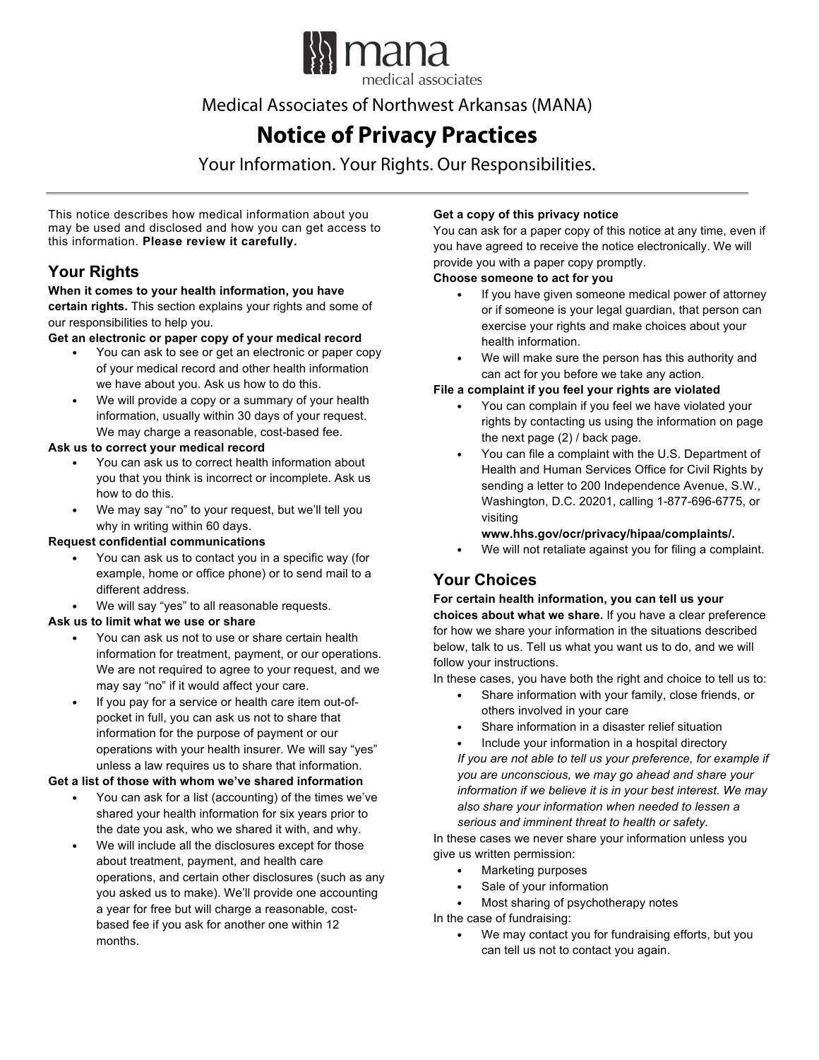# mana
medical associates

Medical Associates of Northwest Arkansas (MANA)

# Notice of Privacy Practices

Your Information. Your Rights. Our Responsibilities.

This notice describes how medical information about you may be used and disclosed and how you can get access to this information. **Please review it carefully.**

## Your Rights

**When it comes to your health information, you have certain rights.** This section explains your rights and some of our responsibilities to help you.

**Get an electronic or paper copy of your medical record**

- You can ask to see or get an electronic or paper copy of your medical record and other health information we have about you. Ask us how to do this.
- We will provide a copy or a summary of your health information, usually within 30 days of your request. We may charge a reasonable, cost-based fee.

**Ask us to correct your medical record**

- You can ask us to correct health information about you that you think is incorrect or incomplete. Ask us how to do this.
- We may say "no" to your request, but we'll tell you why in writing within 60 days.

**Request confidential communications**

- You can ask us to contact you in a specific way (for example, home or office phone) or to send mail to a different address.
- We will say "yes" to all reasonable requests.

**Ask us to limit what we use or share**

- You can ask us not to use or share certain health information for treatment, payment, or our operations. We are not required to agree to your request, and we may say "no" if it would affect your care.
- If you pay for a service or health care item out-of-pocket in full, you can ask us not to share that information for the purpose of payment or our operations with your health insurer. We will say "yes" unless a law requires us to share that information.

**Get a list of those with whom we've shared information**

- You can ask for a list (accounting) of the times we've shared your health information for six years prior to the date you ask, who we shared it with, and why.
- We will include all the disclosures except for those about treatment, payment, and health care operations, and certain other disclosures (such as any you asked us to make). We'll provide one accounting a year for free but will charge a reasonable, cost-based fee if you ask for another one within 12 months.

**Get a copy of this privacy notice**

You can ask for a paper copy of this notice at any time, even if you have agreed to receive the notice electronically. We will provide you with a paper copy promptly.

**Choose someone to act for you**

- If you have given someone medical power of attorney or if someone is your legal guardian, that person can exercise your rights and make choices about your health information.
- We will make sure the person has this authority and can act for you before we take any action.

**File a complaint if you feel your rights are violated**

- You can complain if you feel we have violated your rights by contacting us using the information on page the next page (2) / back page.
- You can file a complaint with the U.S. Department of Health and Human Services Office for Civil Rights by sending a letter to 200 Independence Avenue, S.W., Washington, D.C. 20201, calling 1-877-696-6775, or visiting **www.hhs.gov/ocr/privacy/hipaa/complaints/.**
- We will not retaliate against you for filing a complaint.

## Your Choices

**For certain health information, you can tell us your choices about what we share.** If you have a clear preference for how we share your information in the situations described below, talk to us. Tell us what you want us to do, and we will follow your instructions.

In these cases, you have both the right and choice to tell us to:

- Share information with your family, close friends, or others involved in your care
- Share information in a disaster relief situation
- Include your information in a hospital directory

*If you are not able to tell us your preference, for example if you are unconscious, we may go ahead and share your information if we believe it is in your best interest. We may also share your information when needed to lessen a serious and imminent threat to health or safety.*

In these cases we never share your information unless you give us written permission:

- Marketing purposes
- Sale of your information
- Most sharing of psychotherapy notes

In the case of fundraising:

- We may contact you for fundraising efforts, but you can tell us not to contact you again.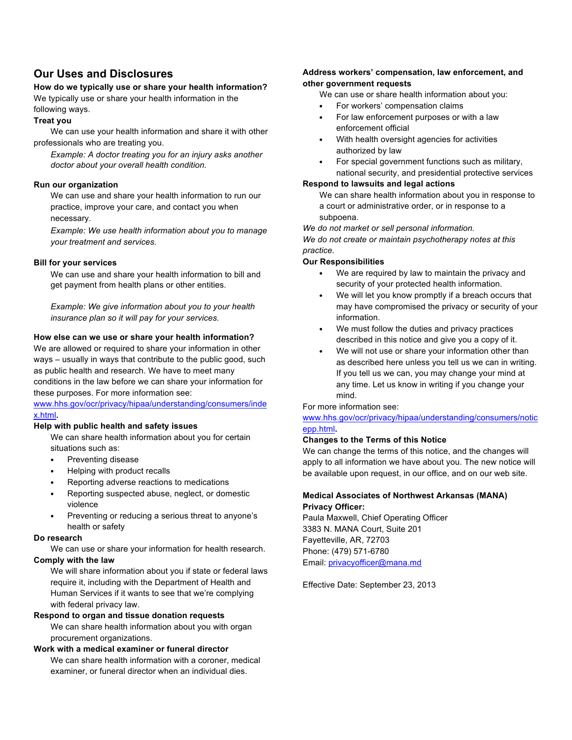## Our Uses and Disclosures

**How do we typically use or share your health information?**

We typically use or share your health information in the following ways.

**Treat you**

We can use your health information and share it with other professionals who are treating you.

*Example: A doctor treating you for an injury asks another doctor about your overall health condition.*

**Run our organization**

We can use and share your health information to run our practice, improve your care, and contact you when necessary.

*Example: We use health information about you to manage your treatment and services.*

**Bill for your services**

We can use and share your health information to bill and get payment from health plans or other entities.

*Example: We give information about you to your health insurance plan so it will pay for your services.*

**How else can we use or share your health information?**

We are allowed or required to share your information in other ways – usually in ways that contribute to the public good, such as public health and research. We have to meet many conditions in the law before we can share your information for these purposes. For more information see: www.hhs.gov/ocr/privacy/hipaa/understanding/consumers/index.html.

**Help with public health and safety issues**

We can share health information about you for certain situations such as:

- Preventing disease
- Helping with product recalls
- Reporting adverse reactions to medications
- Reporting suspected abuse, neglect, or domestic violence
- Preventing or reducing a serious threat to anyone's health or safety

**Do research**

We can use or share your information for health research.

**Comply with the law**

We will share information about you if state or federal laws require it, including with the Department of Health and Human Services if it wants to see that we're complying with federal privacy law.

**Respond to organ and tissue donation requests**

We can share health information about you with organ procurement organizations.

**Work with a medical examiner or funeral director**

We can share health information with a coroner, medical examiner, or funeral director when an individual dies.

**Address workers' compensation, law enforcement, and other government requests**

We can use or share health information about you:

- For workers' compensation claims
- For law enforcement purposes or with a law enforcement official
- With health oversight agencies for activities authorized by law
- For special government functions such as military, national security, and presidential protective services

**Respond to lawsuits and legal actions**

We can share health information about you in response to a court or administrative order, or in response to a subpoena.

*We do not market or sell personal information.*

*We do not create or maintain psychotherapy notes at this practice.*

**Our Responsibilities**

- We are required by law to maintain the privacy and security of your protected health information.
- We will let you know promptly if a breach occurs that may have compromised the privacy or security of your information.
- We must follow the duties and privacy practices described in this notice and give you a copy of it.
- We will not use or share your information other than as described here unless you tell us we can in writing. If you tell us we can, you may change your mind at any time. Let us know in writing if you change your mind.

For more information see: www.hhs.gov/ocr/privacy/hipaa/understanding/consumers/noticepp.html.

**Changes to the Terms of this Notice**

We can change the terms of this notice, and the changes will apply to all information we have about you. The new notice will be available upon request, in our office, and on our web site.

**Medical Associates of Northwest Arkansas (MANA)**
**Privacy Officer:**
Paula Maxwell, Chief Operating Officer
3383 N. MANA Court, Suite 201
Fayetteville, AR, 72703
Phone: (479) 571-6780
Email: privacyofficer@mana.md

Effective Date: September 23, 2013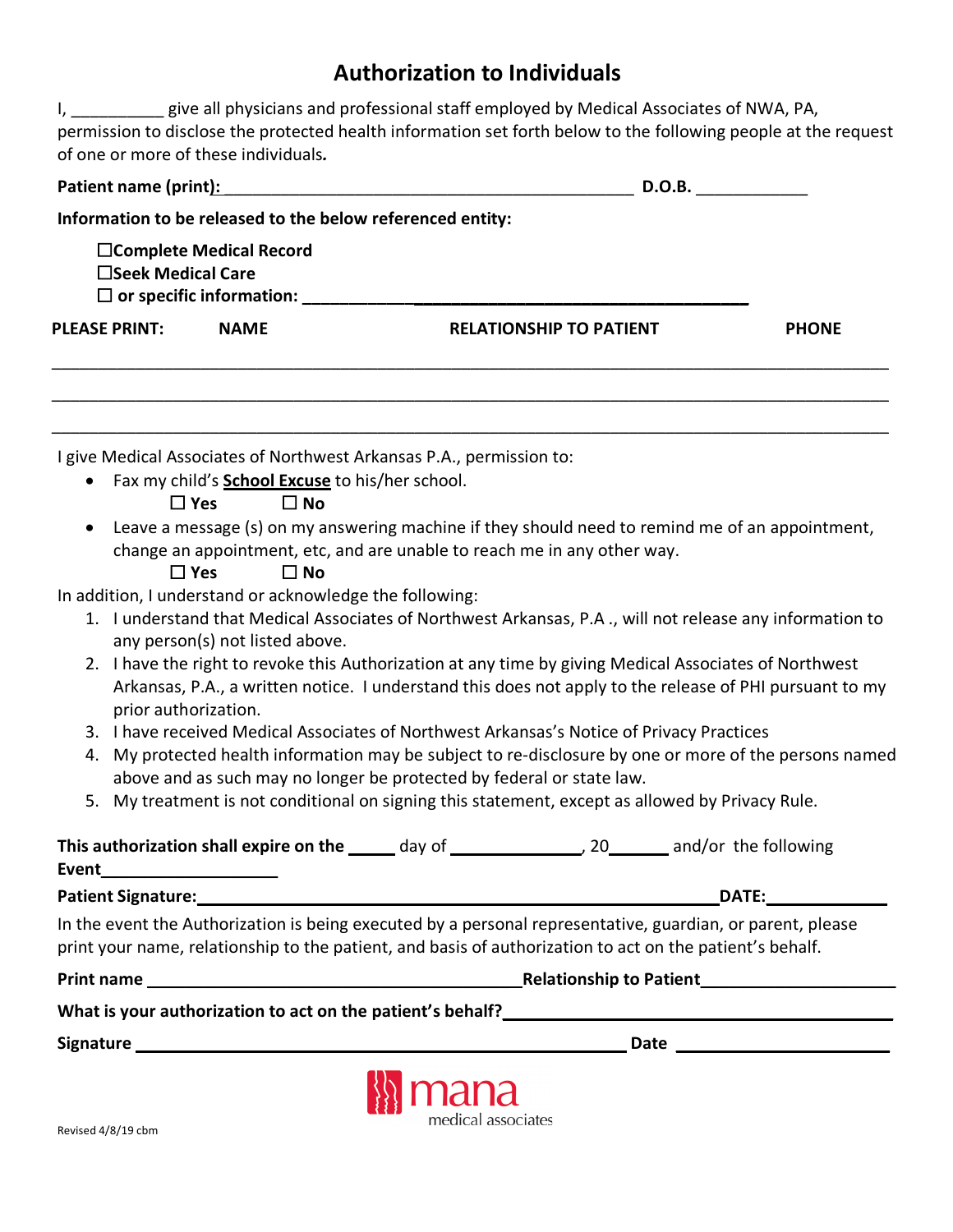# Authorization to Individuals

I, __________ give all physicians and professional staff employed by Medical Associates of NWA, PA, permission to disclose the protected health information set forth below to the following people at the request of one or more of these individuals.

**Patient name (print):**_____________________________________________ **D.O.B.** ____________

**Information to be released to the below referenced entity:**

☐**Complete Medical Record**
☐**Seek Medical Care**
☐ **or specific information:** ______________________________________________

| PLEASE PRINT: NAME | RELATIONSHIP TO PATIENT | PHONE |
|---|---|---|
| | | |
| | | |
| | | |

I give Medical Associates of Northwest Arkansas P.A., permission to:

- Fax my child's **School Excuse** to his/her school.
  ☐ **Yes** ☐ **No**
- Leave a message (s) on my answering machine if they should need to remind me of an appointment, change an appointment, etc, and are unable to reach me in any other way.
  ☐ **Yes** ☐ **No**

In addition, I understand or acknowledge the following:

1. I understand that Medical Associates of Northwest Arkansas, P.A ., will not release any information to any person(s) not listed above.
2. I have the right to revoke this Authorization at any time by giving Medical Associates of Northwest Arkansas, P.A., a written notice. I understand this does not apply to the release of PHI pursuant to my prior authorization.
3. I have received Medical Associates of Northwest Arkansas's Notice of Privacy Practices
4. My protected health information may be subject to re-disclosure by one or more of the persons named above and as such may no longer be protected by federal or state law.
5. My treatment is not conditional on signing this statement, except as allowed by Privacy Rule.

**This authorization shall expire on the** _____ day of ______________, 20______ and/or the following **Event**___________________

**Patient Signature:**___________________________________________________**DATE:**_____________

In the event the Authorization is being executed by a personal representative, guardian, or parent, please print your name, relationship to the patient, and basis of authorization to act on the patient's behalf.

**Print name** ________________________________________**Relationship to Patient**____________________

**What is your authorization to act on the patient's behalf?**_____________________________________________

**Signature** ______________________________________________________ **Date** _______________________

mana medical associates

Revised 4/8/19 cbm